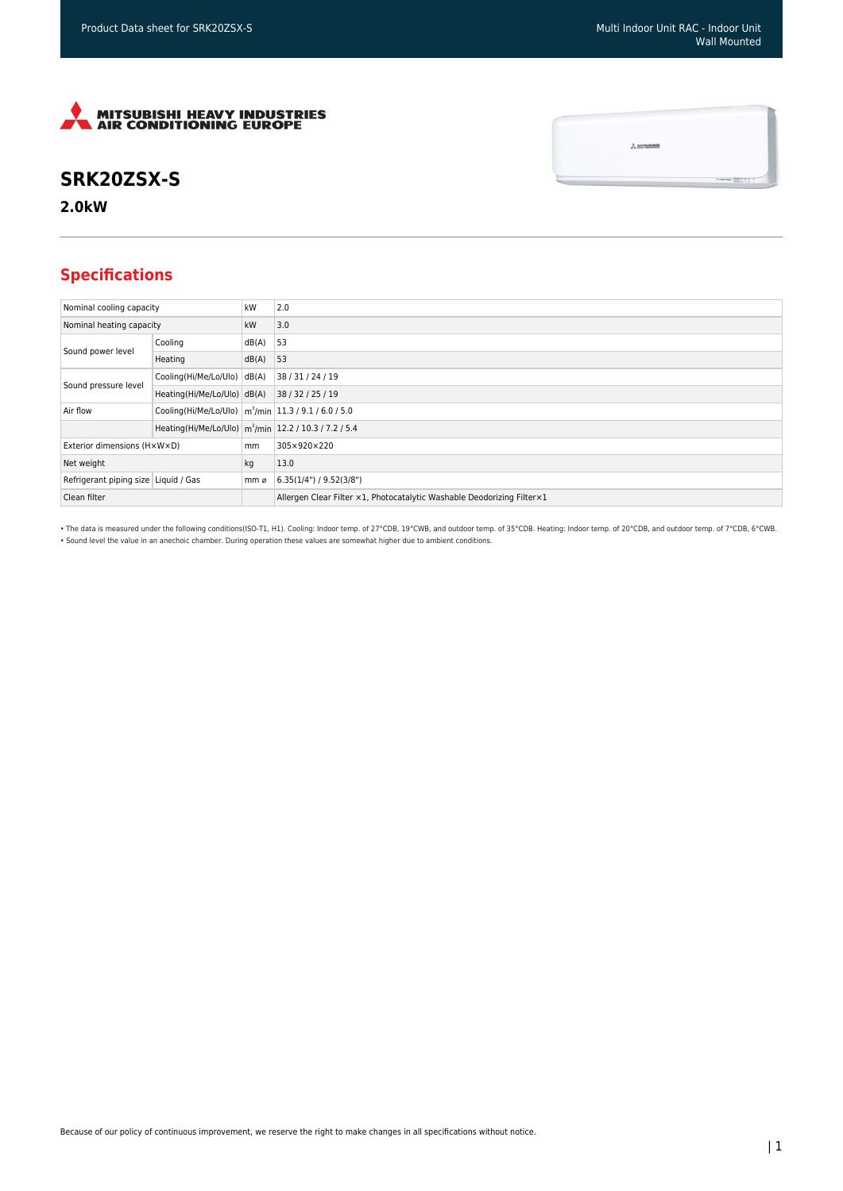# SRK20ZSX-S

**2.0kW**

## Specifications

| | | | |
|---|---|---|---|
| Nominal cooling capacity | | kW | 2.0 |
| Nominal heating capacity | | kW | 3.0 |
| Sound power level | Cooling | dB(A) | 53 |
| | Heating | dB(A) | 53 |
| Sound pressure level | Cooling(Hi/Me/Lo/Ulo) | dB(A) | 38 / 31 / 24 / 19 |
| | Heating(Hi/Me/Lo/Ulo) | dB(A) | 38 / 32 / 25 / 19 |
| Air flow | Cooling(Hi/Me/Lo/Ulo) | $m^3$/min | 11.3 / 9.1 / 6.0 / 5.0 |
| | Heating(Hi/Me/Lo/Ulo) | $m^3$/min | 12.2 / 10.3 / 7.2 / 5.4 |
| Exterior dimensions (H×W×D) | | mm | 305×920×220 |
| Net weight | | kg | 13.0 |
| Refrigerant piping size | Liquid / Gas | mm ø | 6.35(1/4") / 9.52(3/8") |
| Clean filter | | | Allergen Clear Filter ×1, Photocatalytic Washable Deodorizing Filter×1 |

• The data is measured under the following conditions(ISO-T1, H1). Cooling: Indoor temp. of 27°CDB, 19°CWB, and outdoor temp. of 35°CDB. Heating: Indoor temp. of 20°CDB, and outdoor temp. of 7°CDB, 6°CWB.
• Sound level the value in an anechoic chamber. During operation these values are somewhat higher due to ambient conditions.

Because of our policy of continuous improvement, we reserve the right to make changes in all specifications without notice.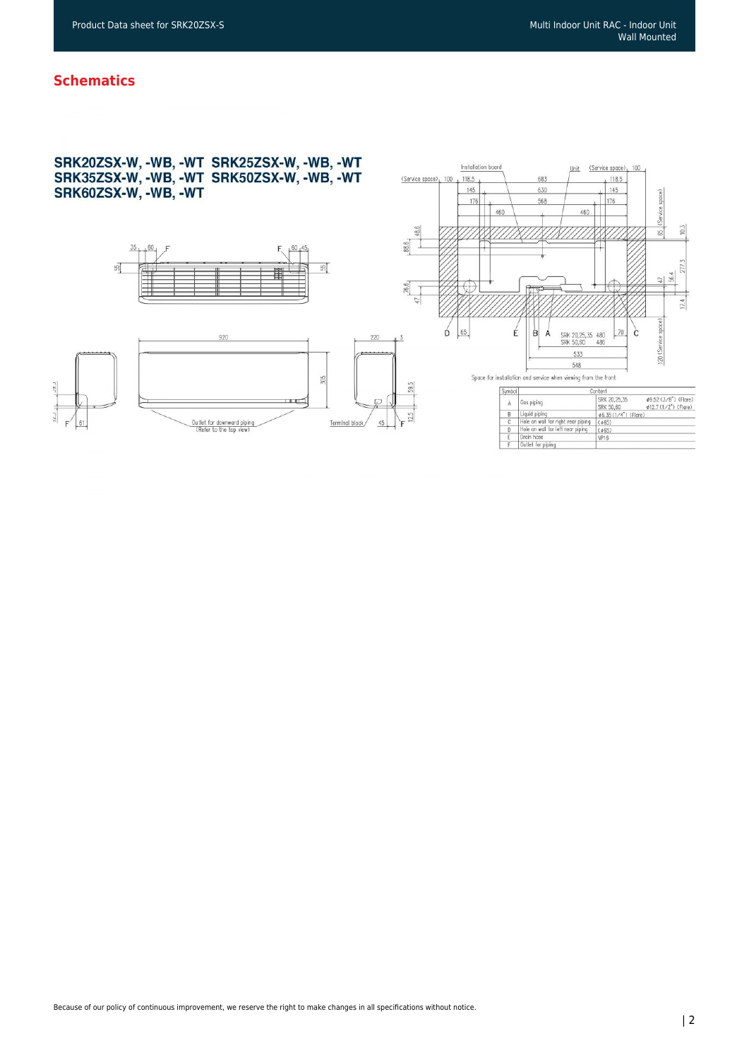## Schematics

**SRK20ZSX-W, -WB, -WT SRK25ZSX-W, -WB, -WT**
**SRK35ZSX-W, -WB, -WT SRK50ZSX-W, -WB, -WT**
**SRK60ZSX-W, -WB, -WT**

Outlet for downward piping
(Refer to the top view)

Terminal block

Installation board

Unit

(Service space)

Space for installation and service when viewing from the front

| Symbol | Content | | |
|---|---|---|---|
| A | Gas piping | SRK 20,25,35 | ϕ9.52 (3/8") (Flare) |
| | | SRK 50,60 | ϕ12.7 (1/2") (Flare) |
| B | Liquid piping | ϕ6.35 (1/4") (Flare) | |
| C | Hole on wall for right rear piping | (ϕ65) | |
| D | Hole on wall for left rear piping | (ϕ65) | |
| E | Drain hose | VP16 | |
| F | Outlet for piping | | |

Because of our policy of continuous improvement, we reserve the right to make changes in all specifications without notice.